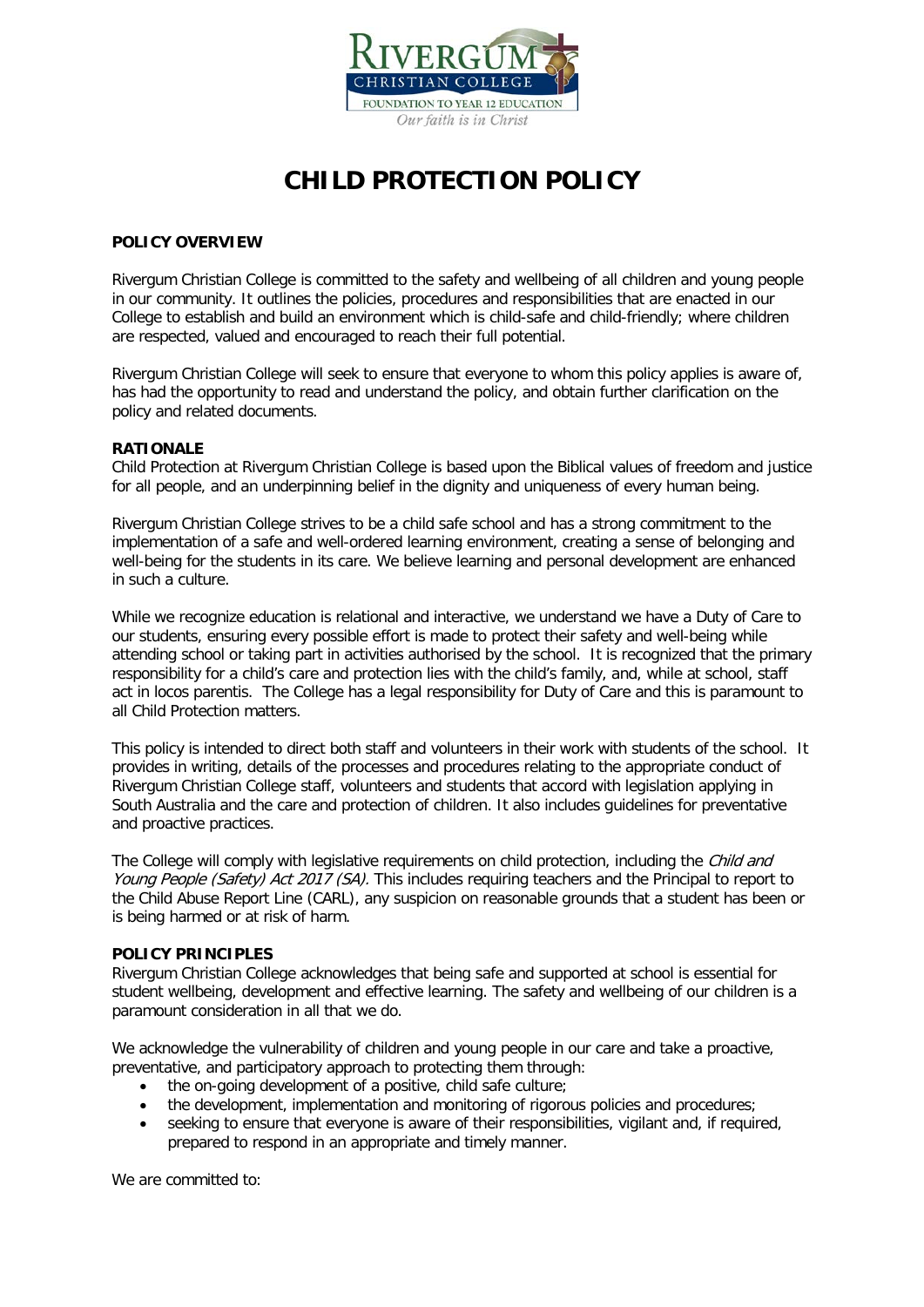# CHILD PROTECTION POLICY

**POLICY OVERVIEW**

Rivergum Christian College is committed to the safety and wellbeing of all children and young people in our community. It outlines the policies, procedures and responsibilities that are enacted in our College to establish and build an environment which is child-safe and child-friendly; where children are respected, valued and encouraged to reach their full potential.

Rivergum Christian College will seek to ensure that everyone to whom this policy applies is aware of, has had the opportunity to read and understand the policy, and obtain further clarification on the policy and related documents.

**RATIONALE**

Child Protection at Rivergum Christian College is based upon the Biblical values of freedom and justice for all people, and an underpinning belief in the dignity and uniqueness of every human being.

Rivergum Christian College strives to be a child safe school and has a strong commitment to the implementation of a safe and well-ordered learning environment, creating a sense of belonging and well-being for the students in its care. We believe learning and personal development are enhanced in such a culture.

While we recognize education is relational and interactive, we understand we have a Duty of Care to our students, ensuring every possible effort is made to protect their safety and well-being while attending school or taking part in activities authorised by the school. It is recognized that the primary responsibility for a child's care and protection lies with the child's family, and, while at school, staff act in locos parentis. The College has a legal responsibility for Duty of Care and this is paramount to all Child Protection matters.

This policy is intended to direct both staff and volunteers in their work with students of the school. It provides in writing, details of the processes and procedures relating to the appropriate conduct of Rivergum Christian College staff, volunteers and students that accord with legislation applying in South Australia and the care and protection of children. It also includes guidelines for preventative and proactive practices.

The College will comply with legislative requirements on child protection, including the *Child and Young People (Safety) Act 2017 (SA).* This includes requiring teachers and the Principal to report to the Child Abuse Report Line (CARL), any suspicion on reasonable grounds that a student has been or is being harmed or at risk of harm.

**POLICY PRINCIPLES**

Rivergum Christian College acknowledges that being safe and supported at school is essential for student wellbeing, development and effective learning. The safety and wellbeing of our children is a paramount consideration in all that we do.

We acknowledge the vulnerability of children and young people in our care and take a proactive, preventative, and participatory approach to protecting them through:

- the on-going development of a positive, child safe culture;
- the development, implementation and monitoring of rigorous policies and procedures;
- seeking to ensure that everyone is aware of their responsibilities, vigilant and, if required, prepared to respond in an appropriate and timely manner.

We are committed to: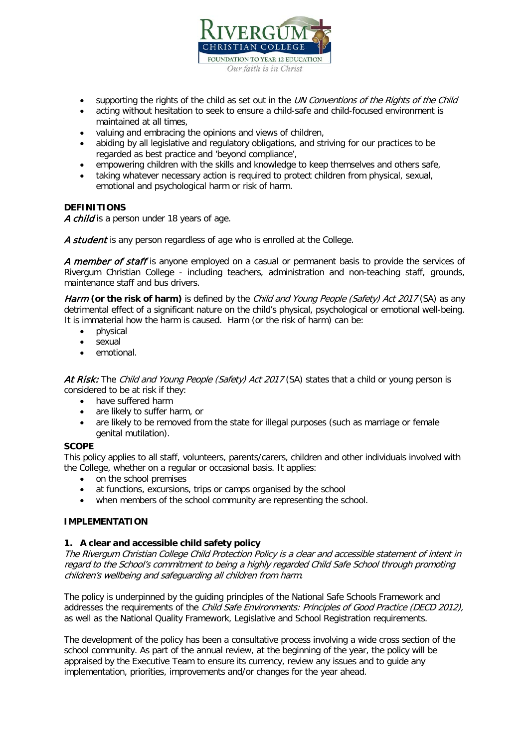- supporting the rights of the child as set out in the *UN Conventions of the Rights of the Child*
- acting without hesitation to seek to ensure a child-safe and child-focused environment is maintained at all times,
- valuing and embracing the opinions and views of children,
- abiding by all legislative and regulatory obligations, and striving for our practices to be regarded as best practice and 'beyond compliance',
- empowering children with the skills and knowledge to keep themselves and others safe,
- taking whatever necessary action is required to protect children from physical, sexual, emotional and psychological harm or risk of harm.

**DEFINITIONS**

***A child*** is a person under 18 years of age.

***A student*** is any person regardless of age who is enrolled at the College.

***A member of staff*** is anyone employed on a casual or permanent basis to provide the services of Rivergum Christian College - including teachers, administration and non-teaching staff, grounds, maintenance staff and bus drivers.

***Harm*** **(or the risk of harm)** is defined by the *Child and Young People (Safety) Act 2017* (SA) as any detrimental effect of a significant nature on the child's physical, psychological or emotional well-being. It is immaterial how the harm is caused. Harm (or the risk of harm) can be:

- physical
- sexual
- emotional.

***At Risk:*** The *Child and Young People (Safety) Act 2017* (SA) states that a child or young person is considered to be at risk if they:

- have suffered harm
- are likely to suffer harm, or
- are likely to be removed from the state for illegal purposes (such as marriage or female genital mutilation).

**SCOPE**

This policy applies to all staff, volunteers, parents/carers, children and other individuals involved with the College, whether on a regular or occasional basis. It applies:

- on the school premises
- at functions, excursions, trips or camps organised by the school
- when members of the school community are representing the school.

**IMPLEMENTATION**

**1. A clear and accessible child safety policy**

*The Rivergum Christian College Child Protection Policy is a clear and accessible statement of intent in regard to the School's commitment to being a highly regarded Child Safe School through promoting children's wellbeing and safeguarding all children from harm.*

The policy is underpinned by the guiding principles of the National Safe Schools Framework and addresses the requirements of the *Child Safe Environments: Principles of Good Practice (DECD 2012),* as well as the National Quality Framework, Legislative and School Registration requirements.

The development of the policy has been a consultative process involving a wide cross section of the school community. As part of the annual review, at the beginning of the year, the policy will be appraised by the Executive Team to ensure its currency, review any issues and to guide any implementation, priorities, improvements and/or changes for the year ahead.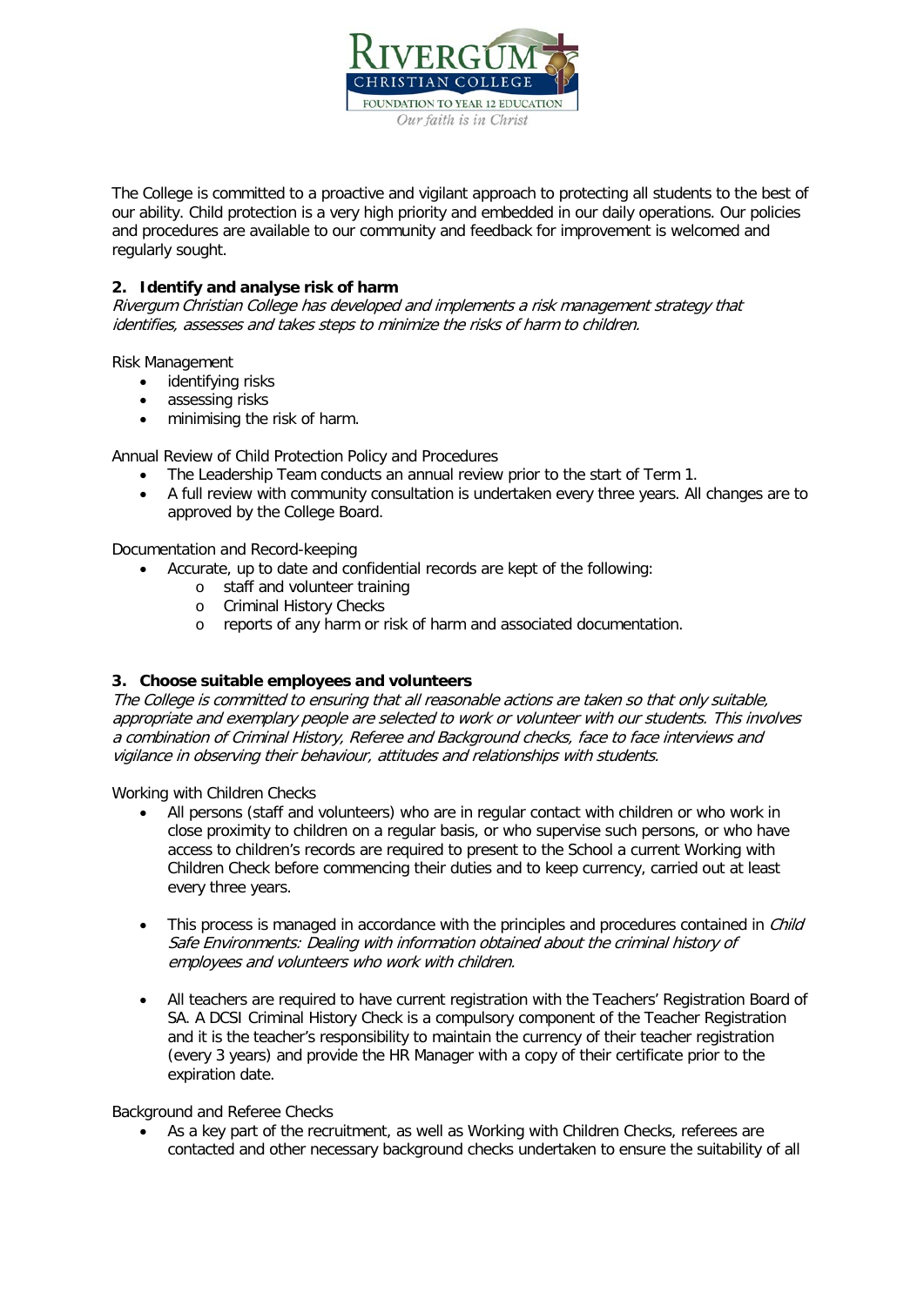The College is committed to a proactive and vigilant approach to protecting all students to the best of our ability. Child protection is a very high priority and embedded in our daily operations. Our policies and procedures are available to our community and feedback for improvement is welcomed and regularly sought.

## 2. Identify and analyse risk of harm

*Rivergum Christian College has developed and implements a risk management strategy that identifies, assesses and takes steps to minimize the risks of harm to children.*

Risk Management

- identifying risks
- assessing risks
- minimising the risk of harm.

Annual Review of Child Protection Policy and Procedures

- The Leadership Team conducts an annual review prior to the start of Term 1.
- A full review with community consultation is undertaken every three years. All changes are to approved by the College Board.

Documentation and Record-keeping

- Accurate, up to date and confidential records are kept of the following:
  - staff and volunteer training
  - Criminal History Checks
  - reports of any harm or risk of harm and associated documentation.

## 3. Choose suitable employees and volunteers

*The College is committed to ensuring that all reasonable actions are taken so that only suitable, appropriate and exemplary people are selected to work or volunteer with our students. This involves a combination of Criminal History, Referee and Background checks, face to face interviews and vigilance in observing their behaviour, attitudes and relationships with students.*

Working with Children Checks

- All persons (staff and volunteers) who are in regular contact with children or who work in close proximity to children on a regular basis, or who supervise such persons, or who have access to children's records are required to present to the School a current Working with Children Check before commencing their duties and to keep currency, carried out at least every three years.
- This process is managed in accordance with the principles and procedures contained in *Child Safe Environments: Dealing with information obtained about the criminal history of employees and volunteers who work with children.*
- All teachers are required to have current registration with the Teachers' Registration Board of SA. A DCSI Criminal History Check is a compulsory component of the Teacher Registration and it is the teacher's responsibility to maintain the currency of their teacher registration (every 3 years) and provide the HR Manager with a copy of their certificate prior to the expiration date.

Background and Referee Checks

- As a key part of the recruitment, as well as Working with Children Checks, referees are contacted and other necessary background checks undertaken to ensure the suitability of all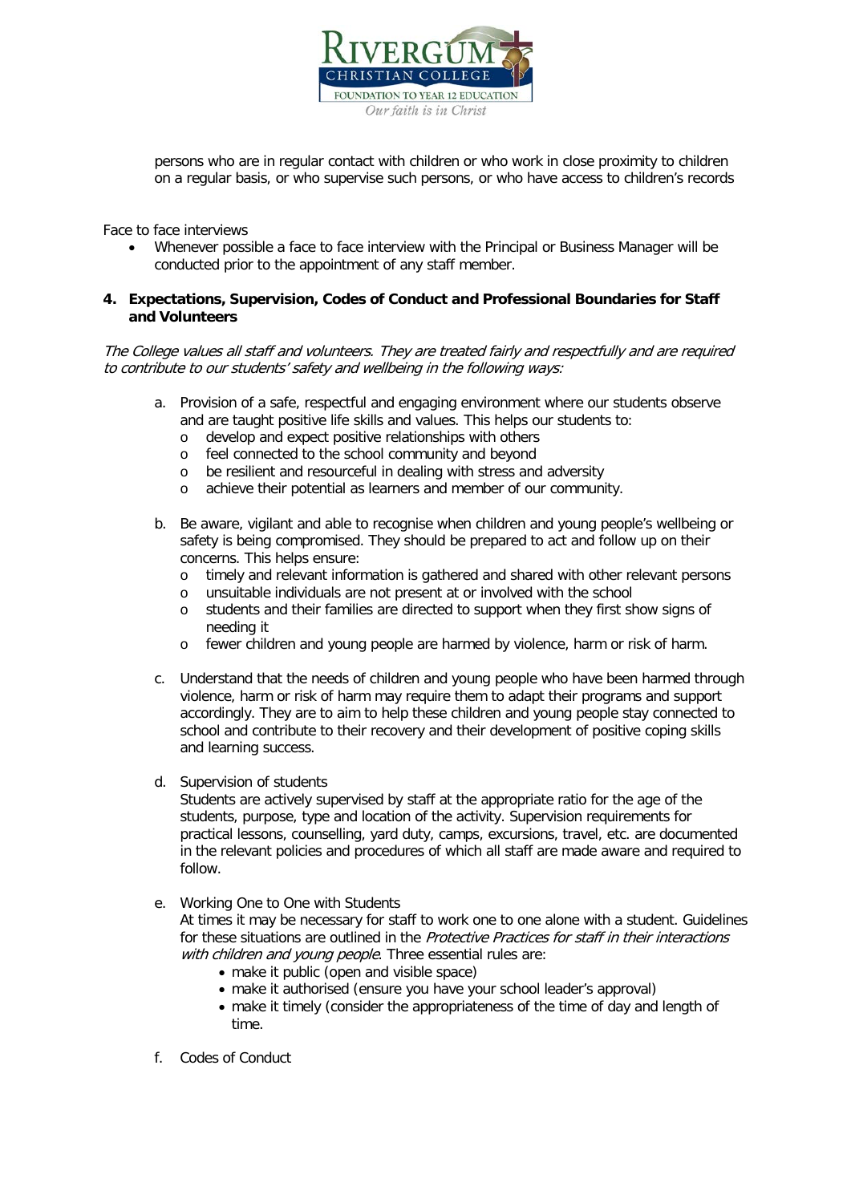persons who are in regular contact with children or who work in close proximity to children on a regular basis, or who supervise such persons, or who have access to children's records

Face to face interviews

- Whenever possible a face to face interview with the Principal or Business Manager will be conducted prior to the appointment of any staff member.

## 4. Expectations, Supervision, Codes of Conduct and Professional Boundaries for Staff and Volunteers

*The College values all staff and volunteers. They are treated fairly and respectfully and are required to contribute to our students' safety and wellbeing in the following ways:*

a. Provision of a safe, respectful and engaging environment where our students observe and are taught positive life skills and values. This helps our students to:
   - develop and expect positive relationships with others
   - feel connected to the school community and beyond
   - be resilient and resourceful in dealing with stress and adversity
   - achieve their potential as learners and member of our community.

b. Be aware, vigilant and able to recognise when children and young people's wellbeing or safety is being compromised. They should be prepared to act and follow up on their concerns. This helps ensure:
   - timely and relevant information is gathered and shared with other relevant persons
   - unsuitable individuals are not present at or involved with the school
   - students and their families are directed to support when they first show signs of needing it
   - fewer children and young people are harmed by violence, harm or risk of harm.

c. Understand that the needs of children and young people who have been harmed through violence, harm or risk of harm may require them to adapt their programs and support accordingly. They are to aim to help these children and young people stay connected to school and contribute to their recovery and their development of positive coping skills and learning success.

d. Supervision of students

   Students are actively supervised by staff at the appropriate ratio for the age of the students, purpose, type and location of the activity. Supervision requirements for practical lessons, counselling, yard duty, camps, excursions, travel, etc. are documented in the relevant policies and procedures of which all staff are made aware and required to follow.

e. Working One to One with Students

   At times it may be necessary for staff to work one to one alone with a student. Guidelines for these situations are outlined in the *Protective Practices for staff in their interactions with children and young people*. Three essential rules are:
   - make it public (open and visible space)
   - make it authorised (ensure you have your school leader's approval)
   - make it timely (consider the appropriateness of the time of day and length of time.

f. Codes of Conduct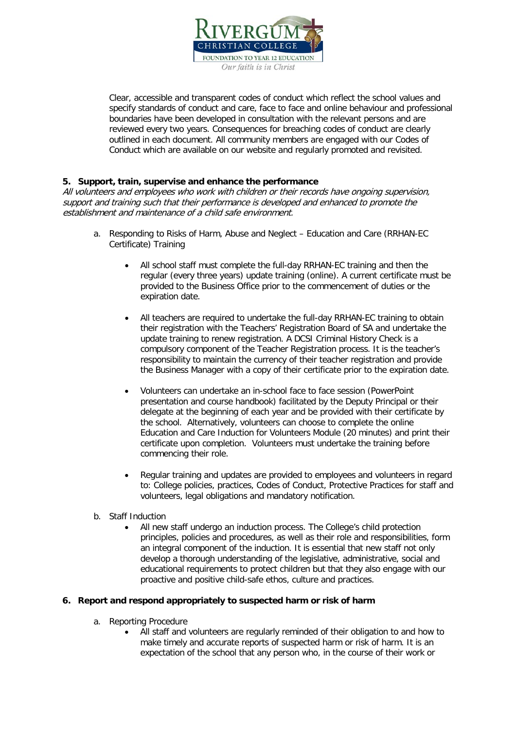Clear, accessible and transparent codes of conduct which reflect the school values and specify standards of conduct and care, face to face and online behaviour and professional boundaries have been developed in consultation with the relevant persons and are reviewed every two years. Consequences for breaching codes of conduct are clearly outlined in each document. All community members are engaged with our Codes of Conduct which are available on our website and regularly promoted and revisited.

### 5. Support, train, supervise and enhance the performance

*All volunteers and employees who work with children or their records have ongoing supervision, support and training such that their performance is developed and enhanced to promote the establishment and maintenance of a child safe environment.*

a. Responding to Risks of Harm, Abuse and Neglect – Education and Care (RRHAN-EC Certificate) Training

- All school staff must complete the full-day RRHAN-EC training and then the regular (every three years) update training (online). A current certificate must be provided to the Business Office prior to the commencement of duties or the expiration date.

- All teachers are required to undertake the full-day RRHAN-EC training to obtain their registration with the Teachers' Registration Board of SA and undertake the update training to renew registration. A DCSI Criminal History Check is a compulsory component of the Teacher Registration process. It is the teacher's responsibility to maintain the currency of their teacher registration and provide the Business Manager with a copy of their certificate prior to the expiration date.

- Volunteers can undertake an in-school face to face session (PowerPoint presentation and course handbook) facilitated by the Deputy Principal or their delegate at the beginning of each year and be provided with their certificate by the school. Alternatively, volunteers can choose to complete the online Education and Care Induction for Volunteers Module (20 minutes) and print their certificate upon completion. Volunteers must undertake the training before commencing their role.

- Regular training and updates are provided to employees and volunteers in regard to: College policies, practices, Codes of Conduct, Protective Practices for staff and volunteers, legal obligations and mandatory notification.

b. Staff Induction

- All new staff undergo an induction process. The College's child protection principles, policies and procedures, as well as their role and responsibilities, form an integral component of the induction. It is essential that new staff not only develop a thorough understanding of the legislative, administrative, social and educational requirements to protect children but that they also engage with our proactive and positive child-safe ethos, culture and practices.

### 6. Report and respond appropriately to suspected harm or risk of harm

a. Reporting Procedure

- All staff and volunteers are regularly reminded of their obligation to and how to make timely and accurate reports of suspected harm or risk of harm. It is an expectation of the school that any person who, in the course of their work or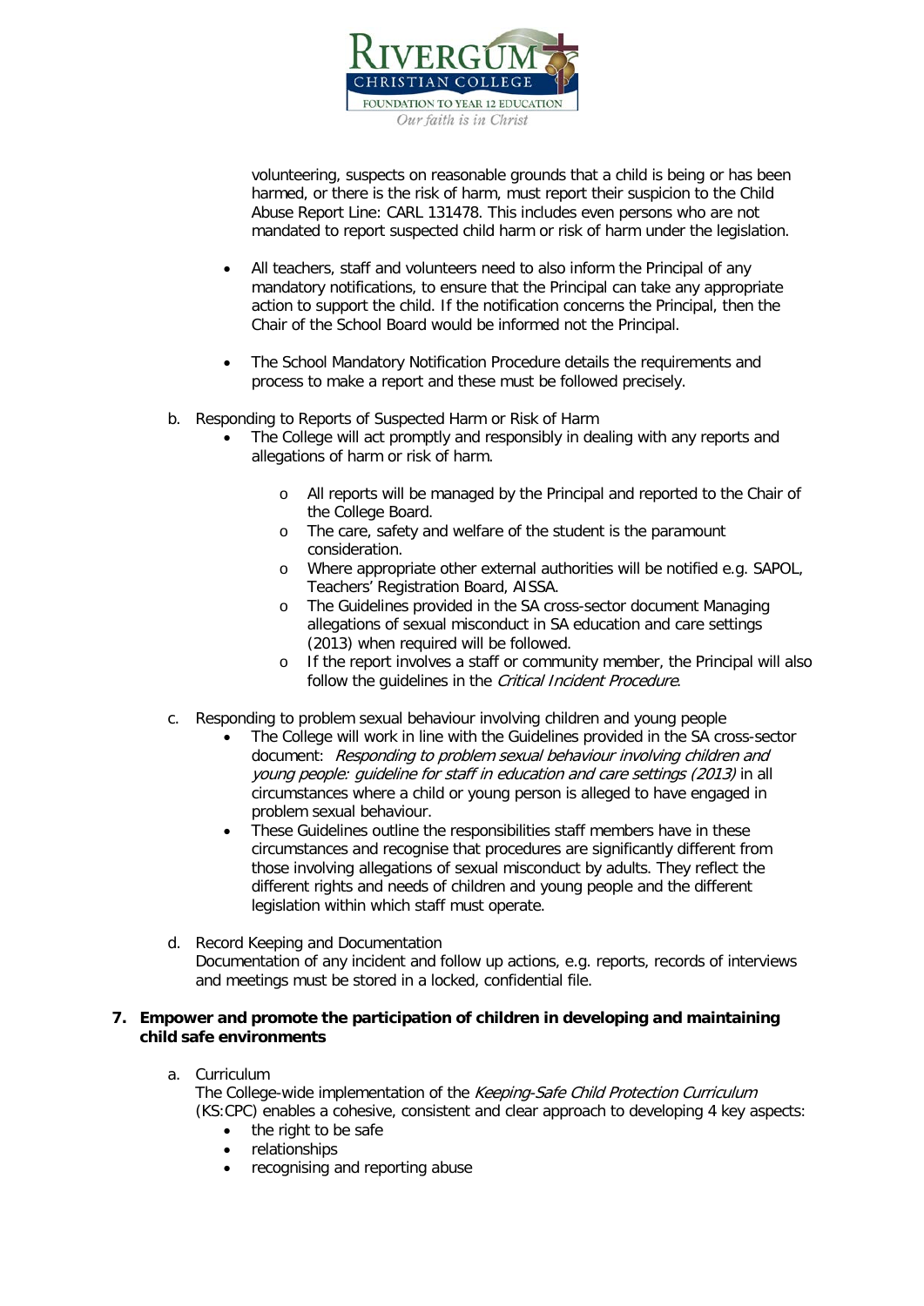volunteering, suspects on reasonable grounds that a child is being or has been harmed, or there is the risk of harm, must report their suspicion to the Child Abuse Report Line: CARL 131478. This includes even persons who are not mandated to report suspected child harm or risk of harm under the legislation.

- All teachers, staff and volunteers need to also inform the Principal of any mandatory notifications, to ensure that the Principal can take any appropriate action to support the child. If the notification concerns the Principal, then the Chair of the School Board would be informed not the Principal.
- The School Mandatory Notification Procedure details the requirements and process to make a report and these must be followed precisely.

b. Responding to Reports of Suspected Harm or Risk of Harm
   - The College will act promptly and responsibly in dealing with any reports and allegations of harm or risk of harm.
     - All reports will be managed by the Principal and reported to the Chair of the College Board.
     - The care, safety and welfare of the student is the paramount consideration.
     - Where appropriate other external authorities will be notified e.g. SAPOL, Teachers' Registration Board, AISSA.
     - The Guidelines provided in the SA cross-sector document Managing allegations of sexual misconduct in SA education and care settings (2013) when required will be followed.
     - If the report involves a staff or community member, the Principal will also follow the guidelines in the *Critical Incident Procedure*.

c. Responding to problem sexual behaviour involving children and young people
   - The College will work in line with the Guidelines provided in the SA cross-sector document: *Responding to problem sexual behaviour involving children and young people: guideline for staff in education and care settings (2013)* in all circumstances where a child or young person is alleged to have engaged in problem sexual behaviour.
   - These Guidelines outline the responsibilities staff members have in these circumstances and recognise that procedures are significantly different from those involving allegations of sexual misconduct by adults. They reflect the different rights and needs of children and young people and the different legislation within which staff must operate.

d. Record Keeping and Documentation
   Documentation of any incident and follow up actions, e.g. reports, records of interviews and meetings must be stored in a locked, confidential file.

**7. Empower and promote the participation of children in developing and maintaining child safe environments**

a. Curriculum
   The College-wide implementation of the *Keeping-Safe Child Protection Curriculum* (KS:CPC) enables a cohesive, consistent and clear approach to developing 4 key aspects:
   - the right to be safe
   - relationships
   - recognising and reporting abuse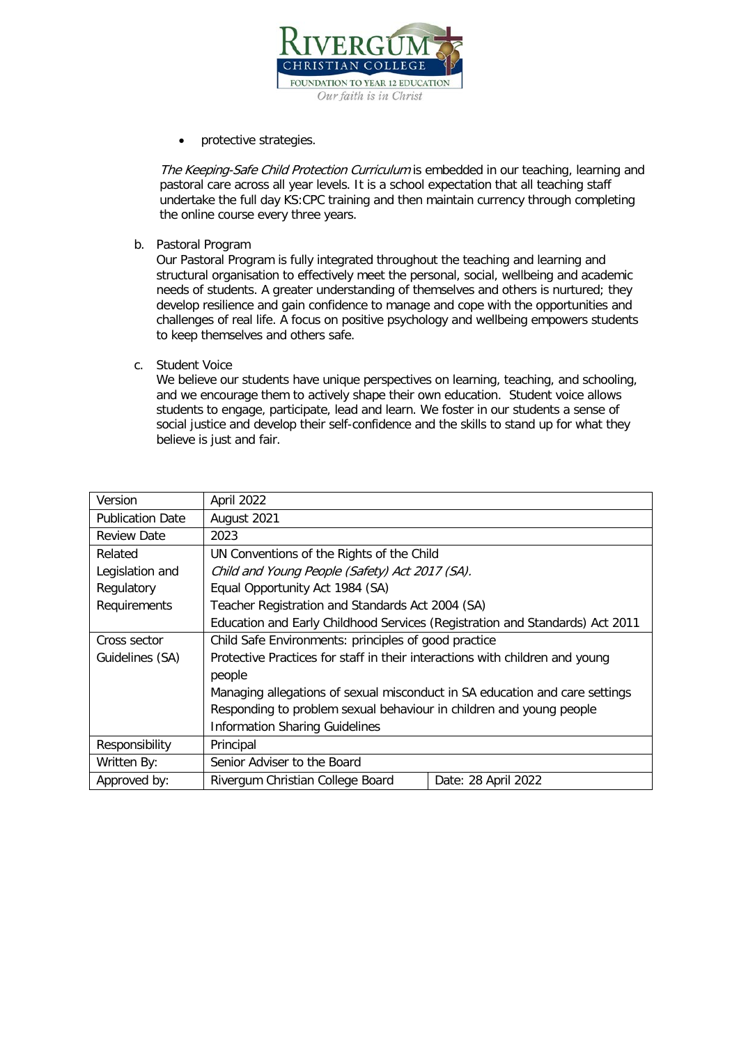- protective strategies.

*The Keeping-Safe Child Protection Curriculum* is embedded in our teaching, learning and pastoral care across all year levels. It is a school expectation that all teaching staff undertake the full day KS:CPC training and then maintain currency through completing the online course every three years.

b. Pastoral Program

Our Pastoral Program is fully integrated throughout the teaching and learning and structural organisation to effectively meet the personal, social, wellbeing and academic needs of students. A greater understanding of themselves and others is nurtured; they develop resilience and gain confidence to manage and cope with the opportunities and challenges of real life. A focus on positive psychology and wellbeing empowers students to keep themselves and others safe.

c. Student Voice

We believe our students have unique perspectives on learning, teaching, and schooling, and we encourage them to actively shape their own education. Student voice allows students to engage, participate, lead and learn. We foster in our students a sense of social justice and develop their self-confidence and the skills to stand up for what they believe is just and fair.

| | | |
|---|---|---|
| Version | April 2022 | |
| Publication Date | August 2021 | |
| Review Date | 2023 | |
| Related Legislation and Regulatory Requirements | UN Conventions of the Rights of the Child<br>*Child and Young People (Safety) Act 2017 (SA).*<br>Equal Opportunity Act 1984 (SA)<br>Teacher Registration and Standards Act 2004 (SA)<br>Education and Early Childhood Services (Registration and Standards) Act 2011 | |
| Cross sector Guidelines (SA) | Child Safe Environments: principles of good practice<br>Protective Practices for staff in their interactions with children and young people<br>Managing allegations of sexual misconduct in SA education and care settings<br>Responding to problem sexual behaviour in children and young people<br>Information Sharing Guidelines | |
| Responsibility | Principal | |
| Written By: | Senior Adviser to the Board | |
| Approved by: | Rivergum Christian College Board | Date: 28 April 2022 |